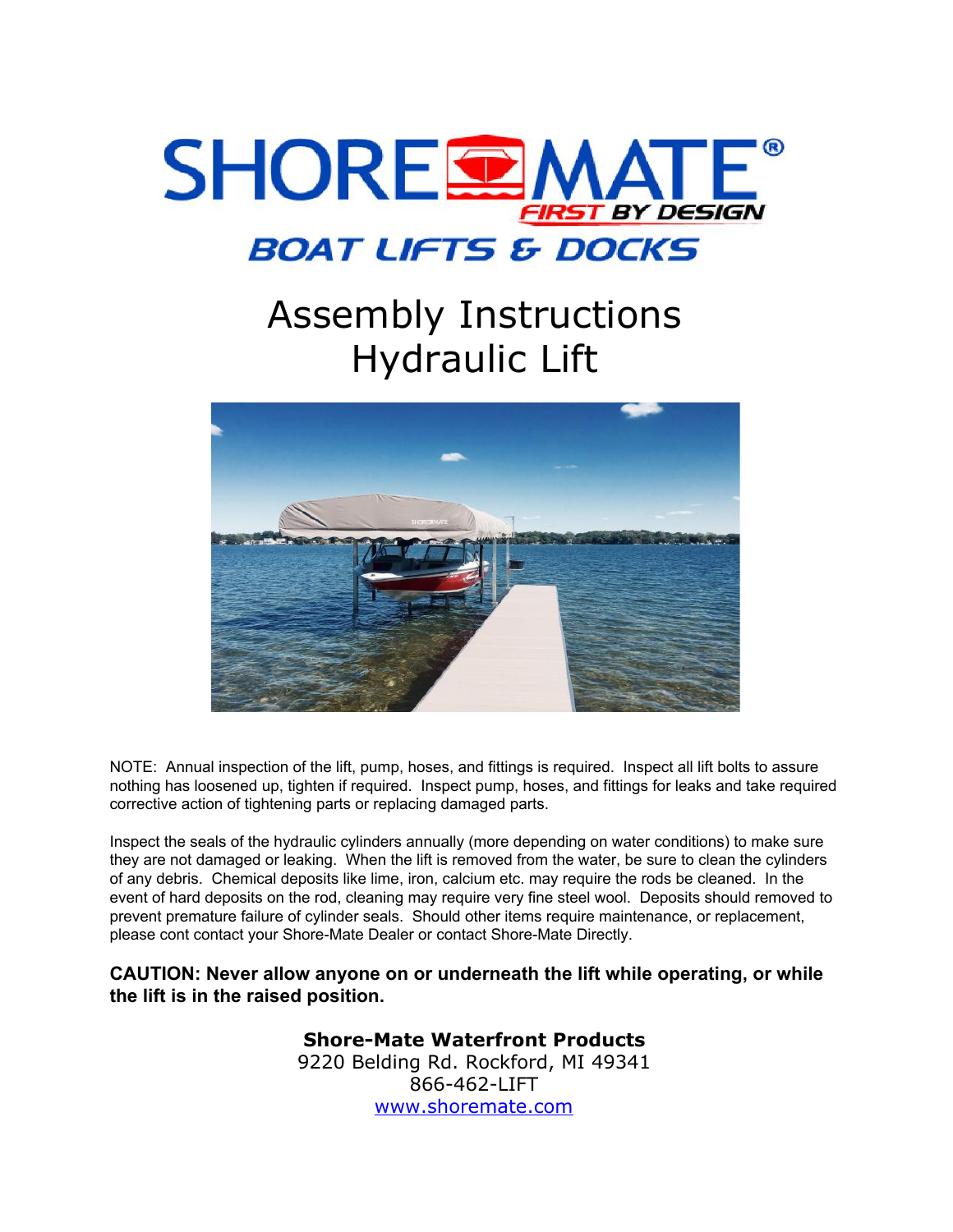# SHORE MATE®

FIRST BY DESIGN

BOAT LIFTS & DOCKS

# Assembly Instructions
# Hydraulic Lift

NOTE: Annual inspection of the lift, pump, hoses, and fittings is required. Inspect all lift bolts to assure nothing has loosened up, tighten if required. Inspect pump, hoses, and fittings for leaks and take required corrective action of tightening parts or replacing damaged parts.

Inspect the seals of the hydraulic cylinders annually (more depending on water conditions) to make sure they are not damaged or leaking. When the lift is removed from the water, be sure to clean the cylinders of any debris. Chemical deposits like lime, iron, calcium etc. may require the rods be cleaned. In the event of hard deposits on the rod, cleaning may require very fine steel wool. Deposits should removed to prevent premature failure of cylinder seals. Should other items require maintenance, or replacement, please cont contact your Shore-Mate Dealer or contact Shore-Mate Directly.

**CAUTION: Never allow anyone on or underneath the lift while operating, or while the lift is in the raised position.**

**Shore-Mate Waterfront Products**
9220 Belding Rd. Rockford, MI 49341
866-462-LIFT
www.shoremate.com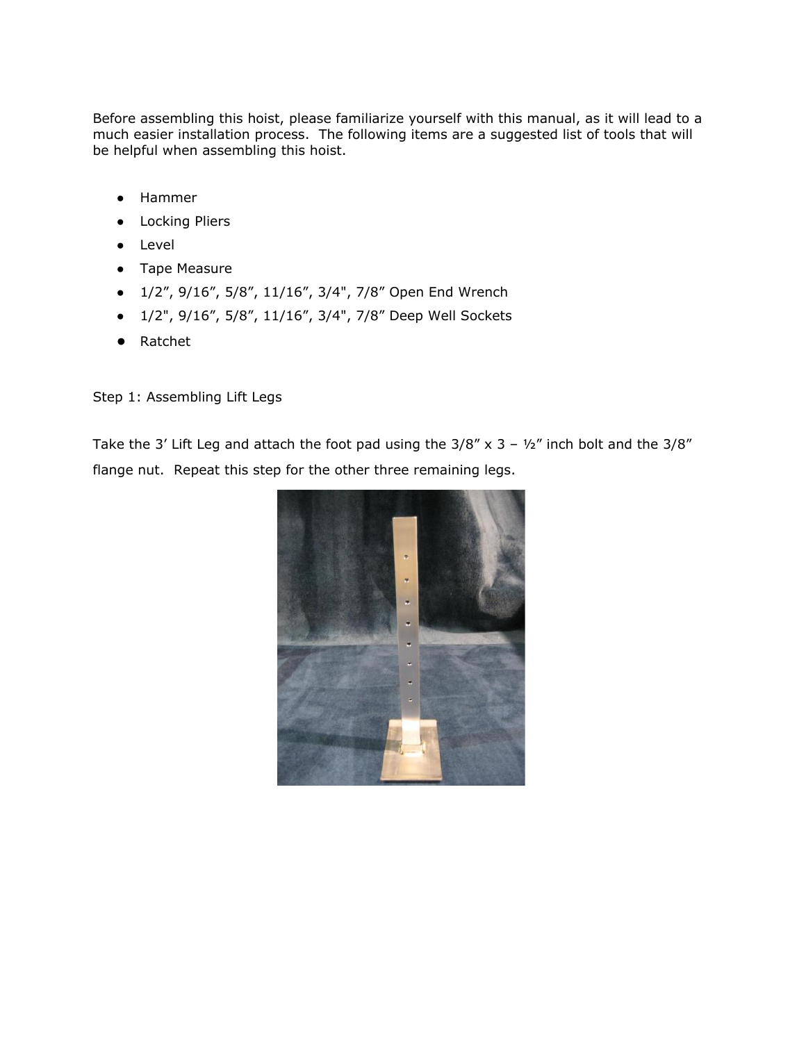Before assembling this hoist, please familiarize yourself with this manual, as it will lead to a much easier installation process. The following items are a suggested list of tools that will be helpful when assembling this hoist.

- Hammer
- Locking Pliers
- Level
- Tape Measure
- 1/2”, 9/16”, 5/8”, 11/16”, 3/4", 7/8” Open End Wrench
- 1/2", 9/16”, 5/8”, 11/16”, 3/4", 7/8” Deep Well Sockets
- Ratchet

Step 1: Assembling Lift Legs

Take the 3’ Lift Leg and attach the foot pad using the 3/8” x 3 – ½” inch bolt and the 3/8” flange nut. Repeat this step for the other three remaining legs.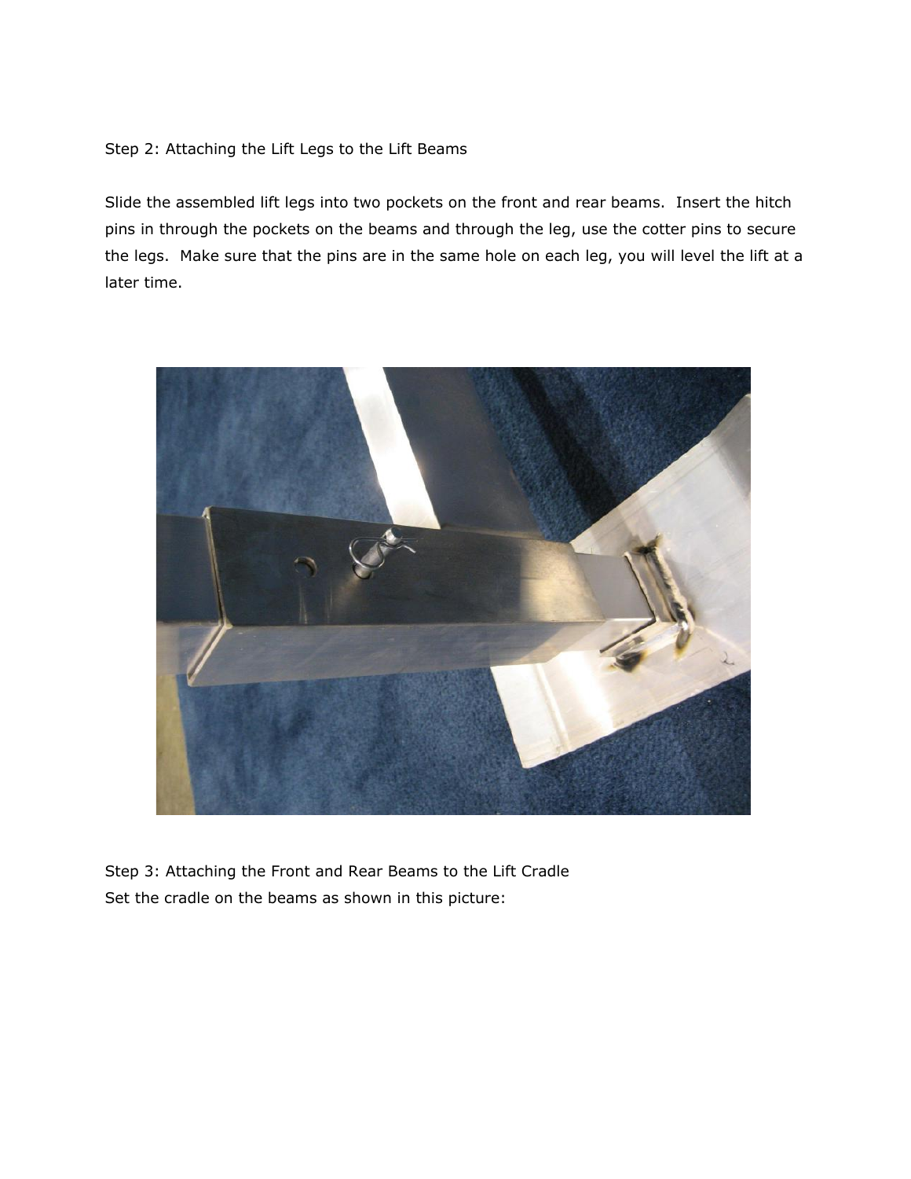Step 2: Attaching the Lift Legs to the Lift Beams

Slide the assembled lift legs into two pockets on the front and rear beams. Insert the hitch pins in through the pockets on the beams and through the leg, use the cotter pins to secure the legs. Make sure that the pins are in the same hole on each leg, you will level the lift at a later time.

Step 3: Attaching the Front and Rear Beams to the Lift Cradle
Set the cradle on the beams as shown in this picture: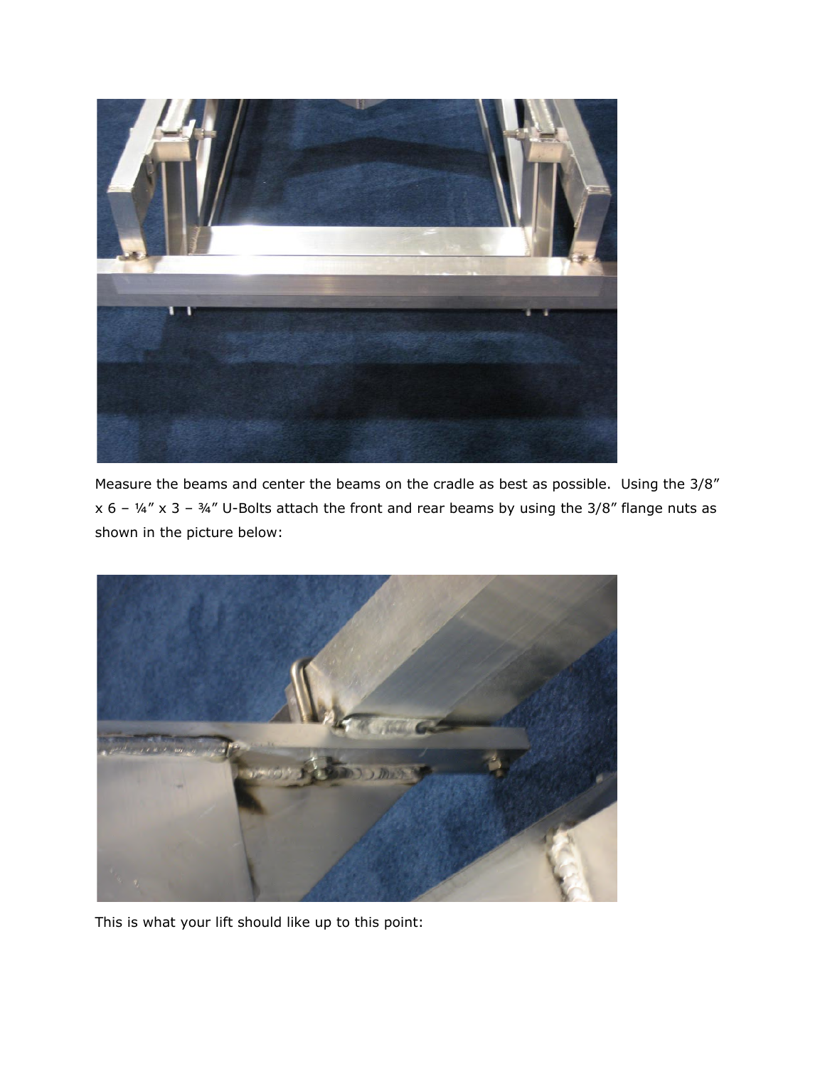Measure the beams and center the beams on the cradle as best as possible. Using the 3/8" x 6 – ¼" x 3 – ¾" U-Bolts attach the front and rear beams by using the 3/8" flange nuts as shown in the picture below:

This is what your lift should like up to this point: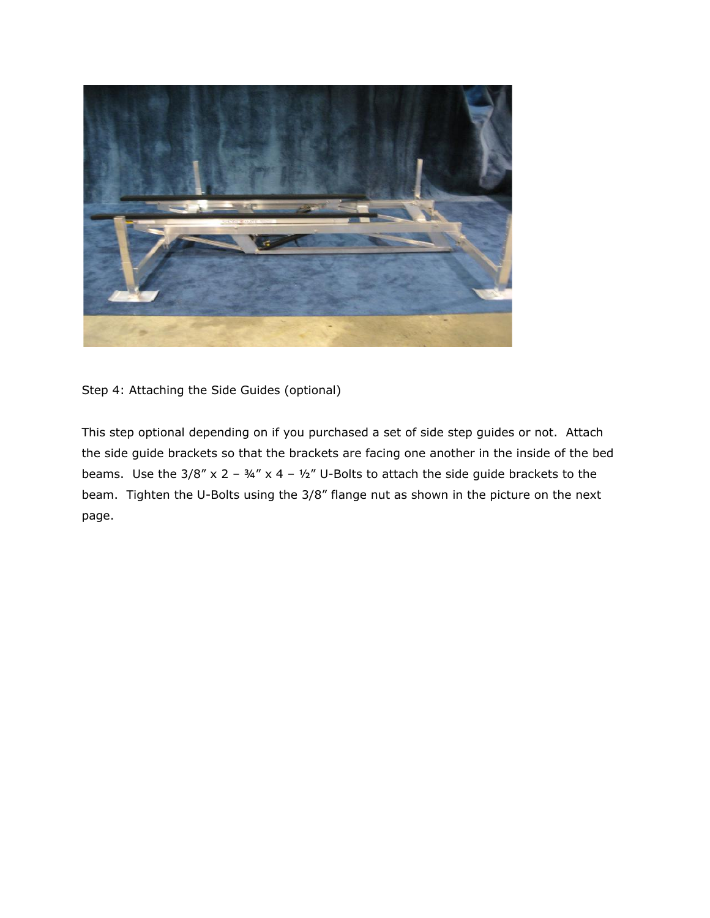Step 4: Attaching the Side Guides (optional)

This step optional depending on if you purchased a set of side step guides or not. Attach the side guide brackets so that the brackets are facing one another in the inside of the bed beams. Use the 3/8” x 2 – ¾” x 4 – ½” U-Bolts to attach the side guide brackets to the beam. Tighten the U-Bolts using the 3/8” flange nut as shown in the picture on the next page.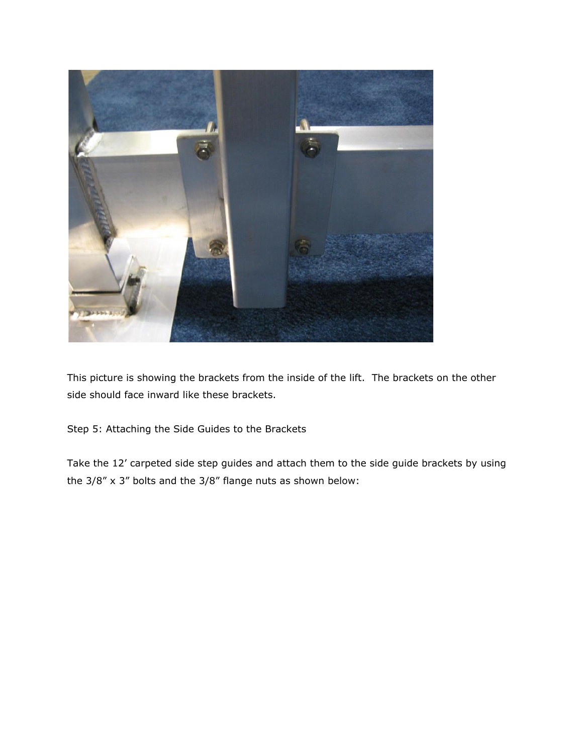This picture is showing the brackets from the inside of the lift. The brackets on the other side should face inward like these brackets.

Step 5: Attaching the Side Guides to the Brackets

Take the 12' carpeted side step guides and attach them to the side guide brackets by using the 3/8" x 3" bolts and the 3/8" flange nuts as shown below: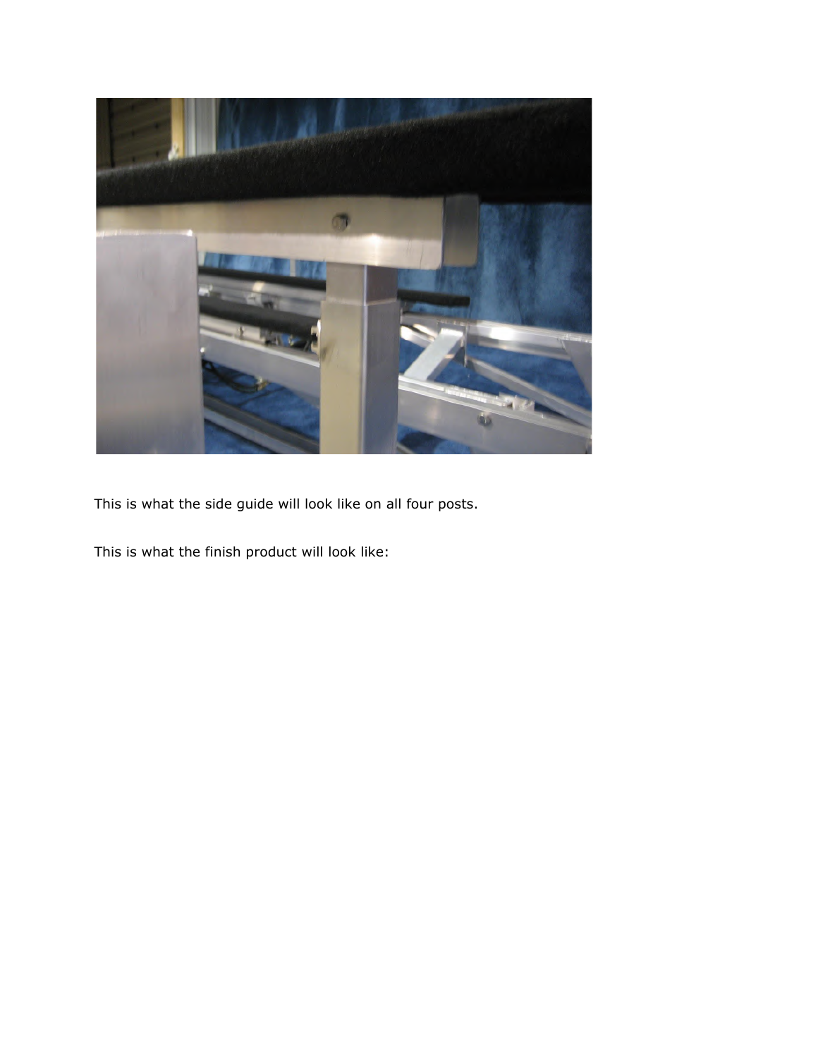This is what the side guide will look like on all four posts.

This is what the finish product will look like: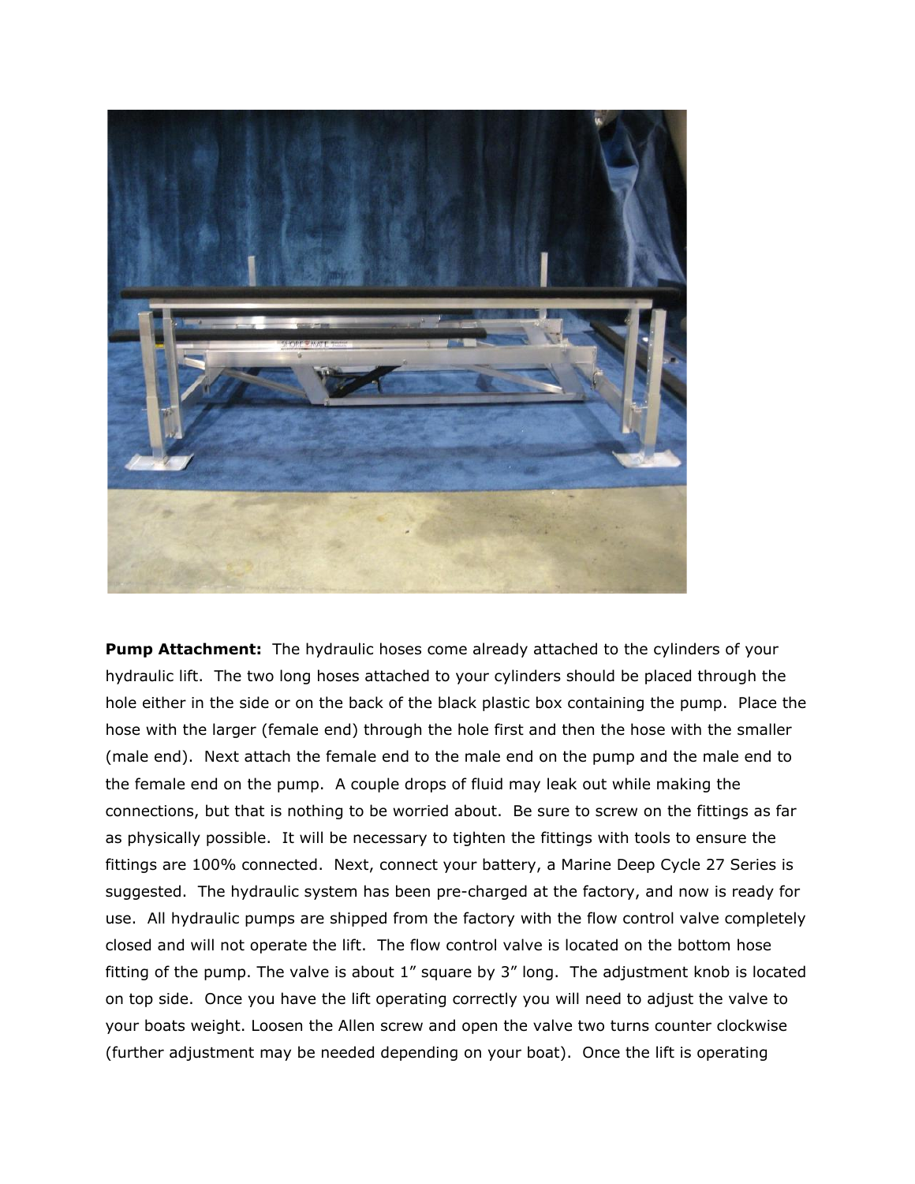**Pump Attachment:** The hydraulic hoses come already attached to the cylinders of your hydraulic lift. The two long hoses attached to your cylinders should be placed through the hole either in the side or on the back of the black plastic box containing the pump. Place the hose with the larger (female end) through the hole first and then the hose with the smaller (male end). Next attach the female end to the male end on the pump and the male end to the female end on the pump. A couple drops of fluid may leak out while making the connections, but that is nothing to be worried about. Be sure to screw on the fittings as far as physically possible. It will be necessary to tighten the fittings with tools to ensure the fittings are 100% connected. Next, connect your battery, a Marine Deep Cycle 27 Series is suggested. The hydraulic system has been pre-charged at the factory, and now is ready for use. All hydraulic pumps are shipped from the factory with the flow control valve completely closed and will not operate the lift. The flow control valve is located on the bottom hose fitting of the pump. The valve is about 1” square by 3” long. The adjustment knob is located on top side. Once you have the lift operating correctly you will need to adjust the valve to your boats weight. Loosen the Allen screw and open the valve two turns counter clockwise (further adjustment may be needed depending on your boat). Once the lift is operating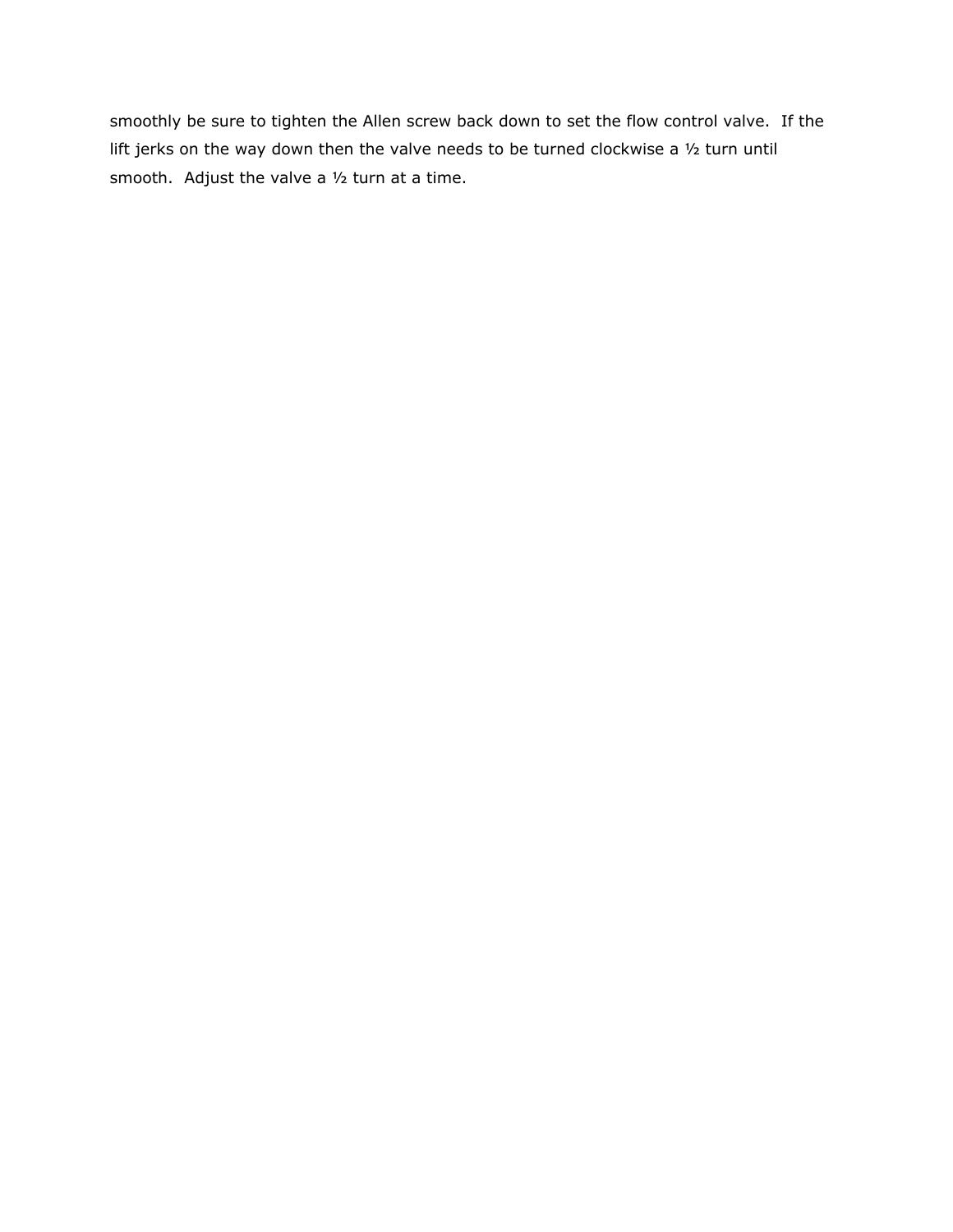smoothly be sure to tighten the Allen screw back down to set the flow control valve.  If the lift jerks on the way down then the valve needs to be turned clockwise a ½ turn until smooth.  Adjust the valve a ½ turn at a time.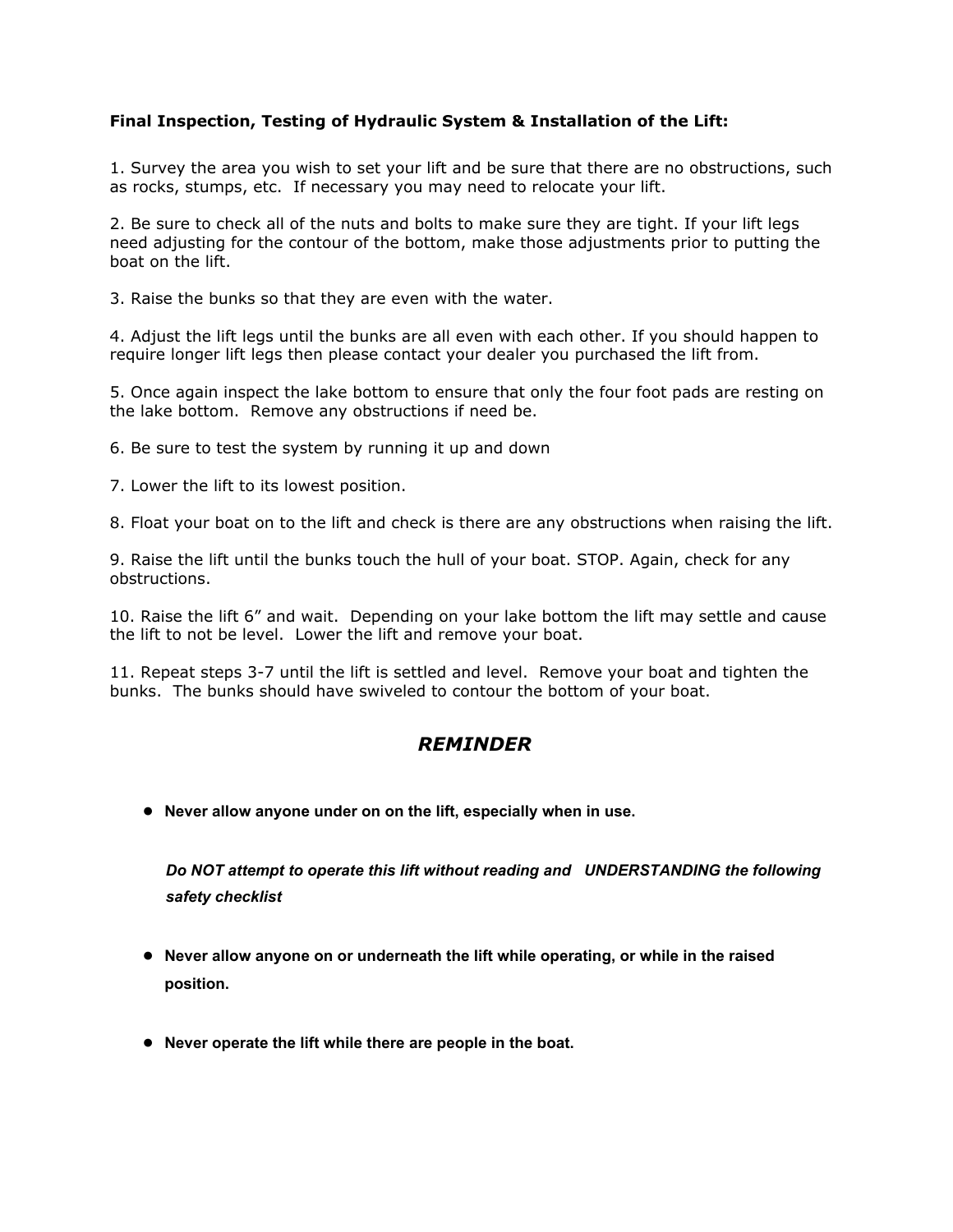**Final Inspection, Testing of Hydraulic System & Installation of the Lift:**

1. Survey the area you wish to set your lift and be sure that there are no obstructions, such as rocks, stumps, etc. If necessary you may need to relocate your lift.

2. Be sure to check all of the nuts and bolts to make sure they are tight. If your lift legs need adjusting for the contour of the bottom, make those adjustments prior to putting the boat on the lift.

3. Raise the bunks so that they are even with the water.

4. Adjust the lift legs until the bunks are all even with each other. If you should happen to require longer lift legs then please contact your dealer you purchased the lift from.

5. Once again inspect the lake bottom to ensure that only the four foot pads are resting on the lake bottom. Remove any obstructions if need be.

6. Be sure to test the system by running it up and down

7. Lower the lift to its lowest position.

8. Float your boat on to the lift and check is there are any obstructions when raising the lift.

9. Raise the lift until the bunks touch the hull of your boat. STOP. Again, check for any obstructions.

10. Raise the lift 6" and wait. Depending on your lake bottom the lift may settle and cause the lift to not be level. Lower the lift and remove your boat.

11. Repeat steps 3-7 until the lift is settled and level. Remove your boat and tighten the bunks. The bunks should have swiveled to contour the bottom of your boat.

## *REMINDER*

- **Never allow anyone under on on the lift, especially when in use.**

  ***Do NOT attempt to operate this lift without reading and UNDERSTANDING the following safety checklist***

- **Never allow anyone on or underneath the lift while operating, or while in the raised position.**

- **Never operate the lift while there are people in the boat.**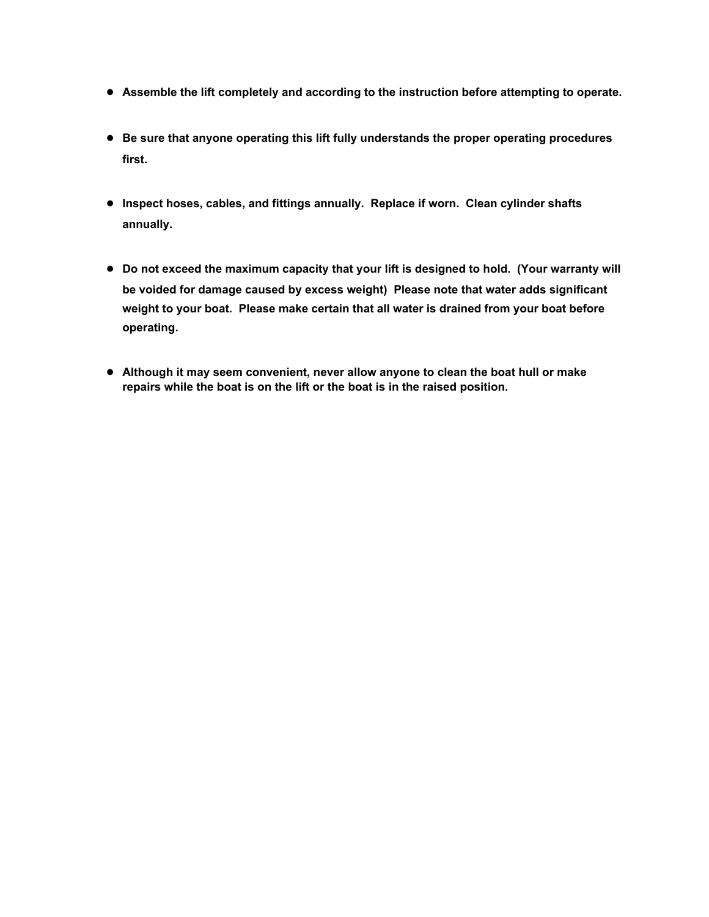- **Assemble the lift completely and according to the instruction before attempting to operate.**

- **Be sure that anyone operating this lift fully understands the proper operating procedures first.**

- **Inspect hoses, cables, and fittings annually. Replace if worn. Clean cylinder shafts annually.**

- **Do not exceed the maximum capacity that your lift is designed to hold. (Your warranty will be voided for damage caused by excess weight) Please note that water adds significant weight to your boat. Please make certain that all water is drained from your boat before operating.**

- **Although it may seem convenient, never allow anyone to clean the boat hull or make repairs while the boat is on the lift or the boat is in the raised position.**